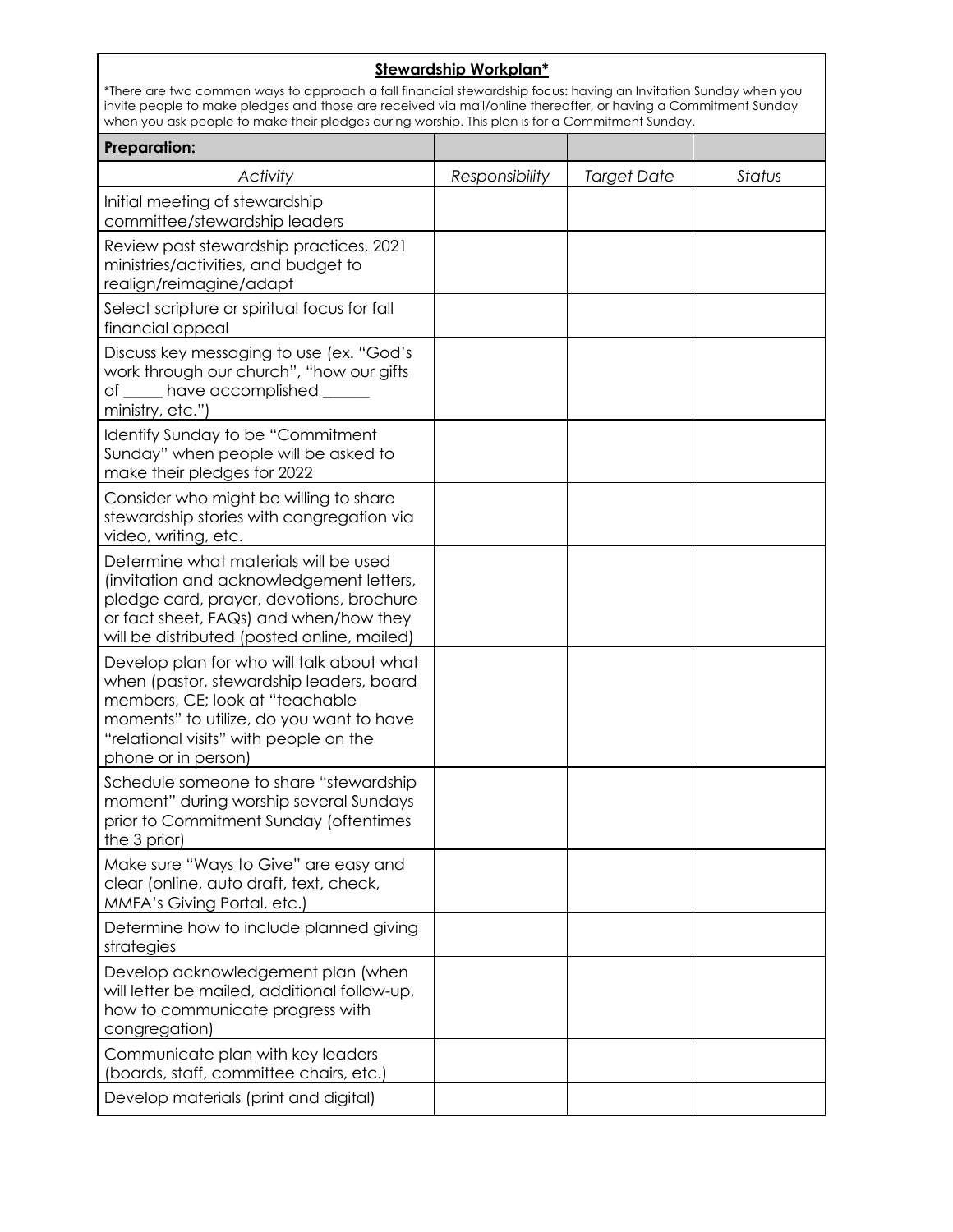## **Stewardship Workplan***

*There are two common ways to approach a fall financial stewardship focus: having an Invitation Sunday when you invite people to make pledges and those are received via mail/online thereafter, or having a Commitment Sunday when you ask people to make their pledges during worship. This plan is for a Commitment Sunday.

| **Preparation:** | | | |
|---|---|---|---|
| *Activity* | *Responsibility* | *Target Date* | *Status* |
| Initial meeting of stewardship committee/stewardship leaders | | | |
| Review past stewardship practices, 2021 ministries/activities, and budget to realign/reimagine/adapt | | | |
| Select scripture or spiritual focus for fall financial appeal | | | |
| Discuss key messaging to use (ex. "God's work through our church", "how our gifts of _____ have accomplished ______ ministry, etc.") | | | |
| Identify Sunday to be "Commitment Sunday" when people will be asked to make their pledges for 2022 | | | |
| Consider who might be willing to share stewardship stories with congregation via video, writing, etc. | | | |
| Determine what materials will be used (invitation and acknowledgement letters, pledge card, prayer, devotions, brochure or fact sheet, FAQs) and when/how they will be distributed (posted online, mailed) | | | |
| Develop plan for who will talk about what when (pastor, stewardship leaders, board members, CE; look at "teachable moments" to utilize, do you want to have "relational visits" with people on the phone or in person) | | | |
| Schedule someone to share "stewardship moment" during worship several Sundays prior to Commitment Sunday (oftentimes the 3 prior) | | | |
| Make sure "Ways to Give" are easy and clear (online, auto draft, text, check, MMFA's Giving Portal, etc.) | | | |
| Determine how to include planned giving strategies | | | |
| Develop acknowledgement plan (when will letter be mailed, additional follow-up, how to communicate progress with congregation) | | | |
| Communicate plan with key leaders (boards, staff, committee chairs, etc.) | | | |
| Develop materials (print and digital) | | | |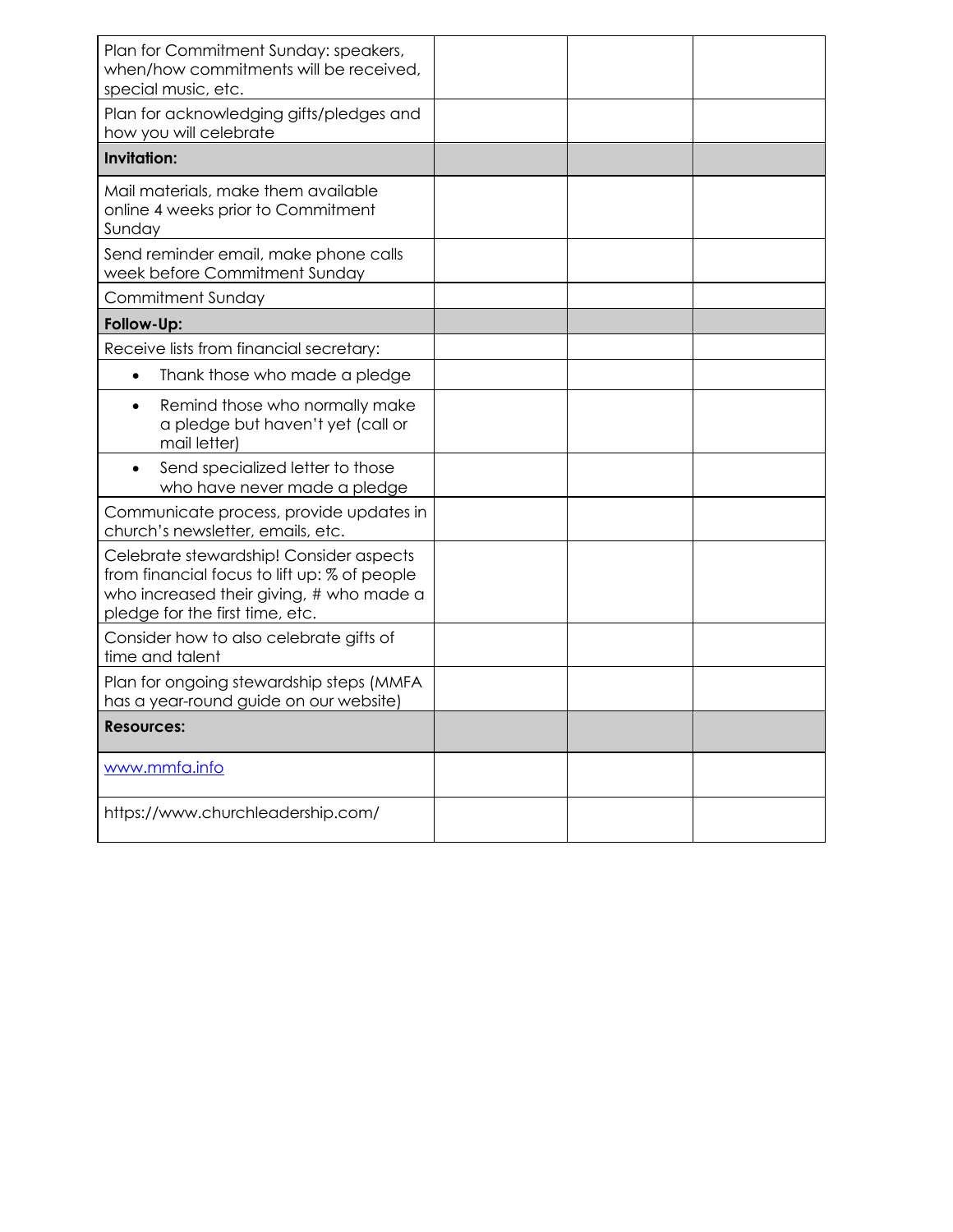| | | | |
|---|---|---|---|
| Plan for Commitment Sunday: speakers, when/how commitments will be received, special music, etc. | | | |
| Plan for acknowledging gifts/pledges and how you will celebrate | | | |
| **Invitation:** | | | |
| Mail materials, make them available online 4 weeks prior to Commitment Sunday | | | |
| Send reminder email, make phone calls week before Commitment Sunday | | | |
| Commitment Sunday | | | |
| **Follow-Up:** | | | |
| Receive lists from financial secretary: | | | |
| • Thank those who made a pledge | | | |
| • Remind those who normally make a pledge but haven't yet (call or mail letter) | | | |
| • Send specialized letter to those who have never made a pledge | | | |
| Communicate process, provide updates in church's newsletter, emails, etc. | | | |
| Celebrate stewardship! Consider aspects from financial focus to lift up: % of people who increased their giving, # who made a pledge for the first time, etc. | | | |
| Consider how to also celebrate gifts of time and talent | | | |
| Plan for ongoing stewardship steps (MMFA has a year-round guide on our website) | | | |
| **Resources:** | | | |
| [www.mmfa.info](http://www.mmfa.info) | | | |
| https://www.churchleadership.com/ | | | |